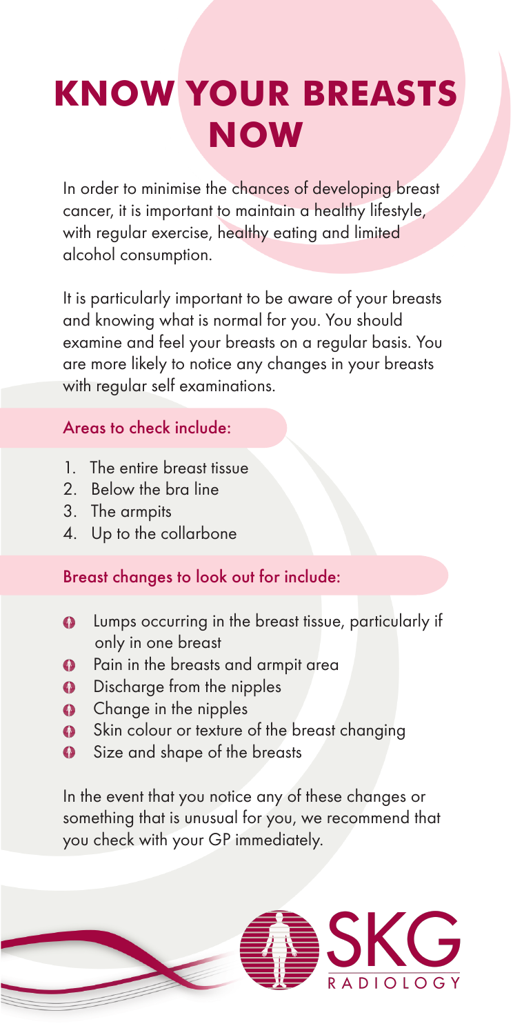# KNOW YOUR BREASTS NOW

In order to minimise the chances of developing breast cancer, it is important to maintain a healthy lifestyle, with regular exercise, healthy eating and limited alcohol consumption.

It is particularly important to be aware of your breasts and knowing what is normal for you. You should examine and feel your breasts on a regular basis. You are more likely to notice any changes in your breasts with regular self examinations.

## Areas to check include:

1. The entire breast tissue
2. Below the bra line
3. The armpits
4. Up to the collarbone

## Breast changes to look out for include:

- Lumps occurring in the breast tissue, particularly if only in one breast
- Pain in the breasts and armpit area
- Discharge from the nipples
- Change in the nipples
- Skin colour or texture of the breast changing
- Size and shape of the breasts

In the event that you notice any of these changes or something that is unusual for you, we recommend that you check with your GP immediately.

SKG RADIOLOGY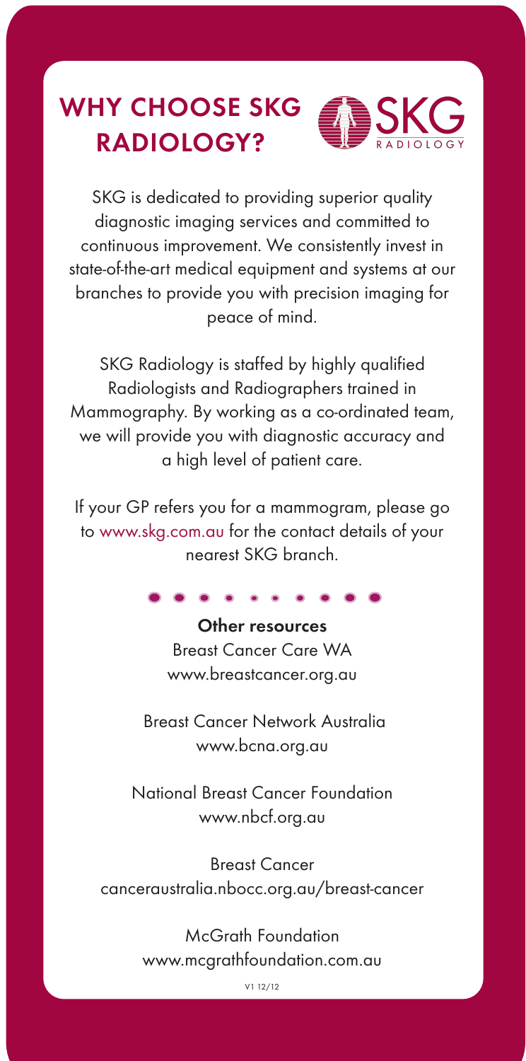# WHY CHOOSE SKG RADIOLOGY?

SKG is dedicated to providing superior quality diagnostic imaging services and committed to continuous improvement. We consistently invest in state-of-the-art medical equipment and systems at our branches to provide you with precision imaging for peace of mind.

SKG Radiology is staffed by highly qualified Radiologists and Radiographers trained in Mammography. By working as a co-ordinated team, we will provide you with diagnostic accuracy and a high level of patient care.

If your GP refers you for a mammogram, please go to www.skg.com.au for the contact details of your nearest SKG branch.

**Other resources**

Breast Cancer Care WA
www.breastcancer.org.au

Breast Cancer Network Australia
www.bcna.org.au

National Breast Cancer Foundation
www.nbcf.org.au

Breast Cancer
canceraustralia.nbocc.org.au/breast-cancer

McGrath Foundation
www.mcgrathfoundation.com.au

V1 12/12